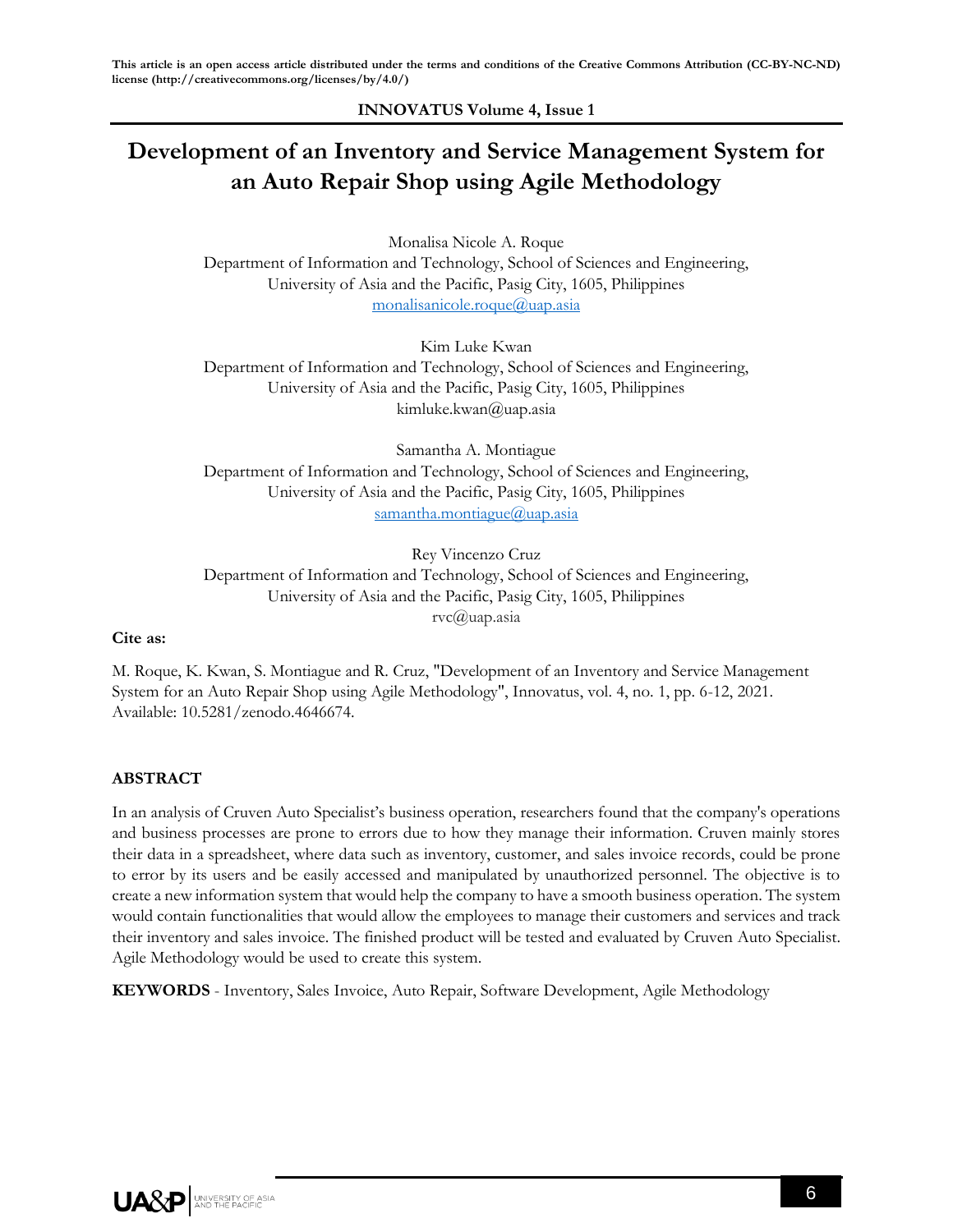This article is an open access article distributed under the terms and conditions of the Creative Commons Attribution (CC-BY-NC-ND) license (http://creativecommons.org/licenses/by/4.0/)

# Development of an Inventory and Service Management System for an Auto Repair Shop using Agile Methodology

Monalisa Nicole A. Roque
Department of Information and Technology, School of Sciences and Engineering, University of Asia and the Pacific, Pasig City, 1605, Philippines
monalisanicole.roque@uap.asia

Kim Luke Kwan
Department of Information and Technology, School of Sciences and Engineering, University of Asia and the Pacific, Pasig City, 1605, Philippines
kimluke.kwan@uap.asia

Samantha A. Montiague
Department of Information and Technology, School of Sciences and Engineering, University of Asia and the Pacific, Pasig City, 1605, Philippines
samantha.montiague@uap.asia

Rey Vincenzo Cruz
Department of Information and Technology, School of Sciences and Engineering, University of Asia and the Pacific, Pasig City, 1605, Philippines
rvc@uap.asia

**Cite as:**

M. Roque, K. Kwan, S. Montiague and R. Cruz, "Development of an Inventory and Service Management System for an Auto Repair Shop using Agile Methodology", Innovatus, vol. 4, no. 1, pp. 6-12, 2021. Available: 10.5281/zenodo.4646674.

## ABSTRACT

In an analysis of Cruven Auto Specialist's business operation, researchers found that the company's operations and business processes are prone to errors due to how they manage their information. Cruven mainly stores their data in a spreadsheet, where data such as inventory, customer, and sales invoice records, could be prone to error by its users and be easily accessed and manipulated by unauthorized personnel. The objective is to create a new information system that would help the company to have a smooth business operation. The system would contain functionalities that would allow the employees to manage their customers and services and track their inventory and sales invoice. The finished product will be tested and evaluated by Cruven Auto Specialist. Agile Methodology would be used to create this system.

**KEYWORDS** - Inventory, Sales Invoice, Auto Repair, Software Development, Agile Methodology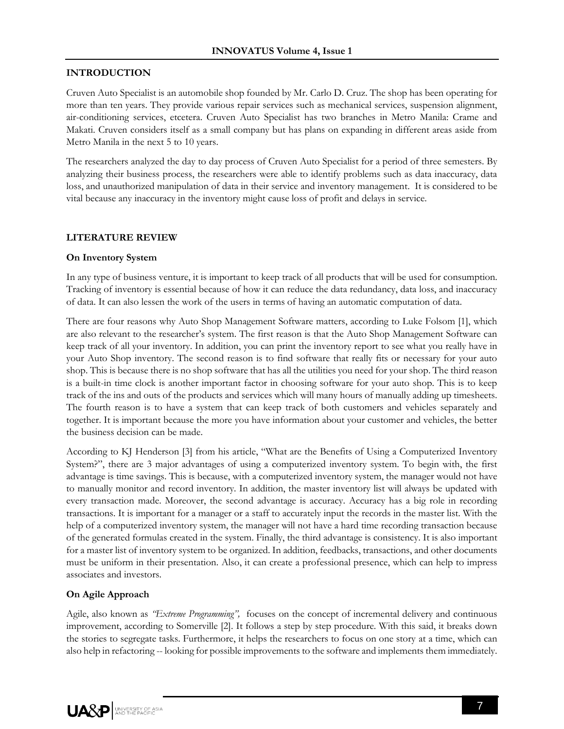## INTRODUCTION

Cruven Auto Specialist is an automobile shop founded by Mr. Carlo D. Cruz. The shop has been operating for more than ten years. They provide various repair services such as mechanical services, suspension alignment, air-conditioning services, etcetera. Cruven Auto Specialist has two branches in Metro Manila: Crame and Makati. Cruven considers itself as a small company but has plans on expanding in different areas aside from Metro Manila in the next 5 to 10 years.

The researchers analyzed the day to day process of Cruven Auto Specialist for a period of three semesters. By analyzing their business process, the researchers were able to identify problems such as data inaccuracy, data loss, and unauthorized manipulation of data in their service and inventory management. It is considered to be vital because any inaccuracy in the inventory might cause loss of profit and delays in service.

## LITERATURE REVIEW

### On Inventory System

In any type of business venture, it is important to keep track of all products that will be used for consumption. Tracking of inventory is essential because of how it can reduce the data redundancy, data loss, and inaccuracy of data. It can also lessen the work of the users in terms of having an automatic computation of data.

There are four reasons why Auto Shop Management Software matters, according to Luke Folsom [1], which are also relevant to the researcher's system. The first reason is that the Auto Shop Management Software can keep track of all your inventory. In addition, you can print the inventory report to see what you really have in your Auto Shop inventory. The second reason is to find software that really fits or necessary for your auto shop. This is because there is no shop software that has all the utilities you need for your shop. The third reason is a built-in time clock is another important factor in choosing software for your auto shop. This is to keep track of the ins and outs of the products and services which will many hours of manually adding up timesheets. The fourth reason is to have a system that can keep track of both customers and vehicles separately and together. It is important because the more you have information about your customer and vehicles, the better the business decision can be made.

According to KJ Henderson [3] from his article, "What are the Benefits of Using a Computerized Inventory System?", there are 3 major advantages of using a computerized inventory system. To begin with, the first advantage is time savings. This is because, with a computerized inventory system, the manager would not have to manually monitor and record inventory. In addition, the master inventory list will always be updated with every transaction made. Moreover, the second advantage is accuracy. Accuracy has a big role in recording transactions. It is important for a manager or a staff to accurately input the records in the master list. With the help of a computerized inventory system, the manager will not have a hard time recording transaction because of the generated formulas created in the system. Finally, the third advantage is consistency. It is also important for a master list of inventory system to be organized. In addition, feedbacks, transactions, and other documents must be uniform in their presentation. Also, it can create a professional presence, which can help to impress associates and investors.

### On Agile Approach

Agile, also known as *"Extreme Programming",* focuses on the concept of incremental delivery and continuous improvement, according to Somerville [2]. It follows a step by step procedure. With this said, it breaks down the stories to segregate tasks. Furthermore, it helps the researchers to focus on one story at a time, which can also help in refactoring -- looking for possible improvements to the software and implements them immediately.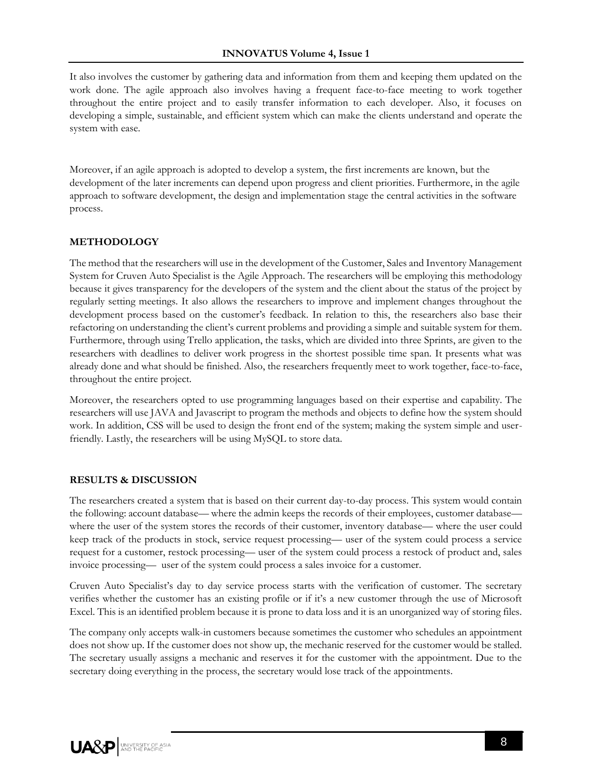It also involves the customer by gathering data and information from them and keeping them updated on the work done. The agile approach also involves having a frequent face-to-face meeting to work together throughout the entire project and to easily transfer information to each developer. Also, it focuses on developing a simple, sustainable, and efficient system which can make the clients understand and operate the system with ease.

Moreover, if an agile approach is adopted to develop a system, the first increments are known, but the development of the later increments can depend upon progress and client priorities. Furthermore, in the agile approach to software development, the design and implementation stage the central activities in the software process.

## METHODOLOGY

The method that the researchers will use in the development of the Customer, Sales and Inventory Management System for Cruven Auto Specialist is the Agile Approach. The researchers will be employing this methodology because it gives transparency for the developers of the system and the client about the status of the project by regularly setting meetings. It also allows the researchers to improve and implement changes throughout the development process based on the customer's feedback. In relation to this, the researchers also base their refactoring on understanding the client's current problems and providing a simple and suitable system for them. Furthermore, through using Trello application, the tasks, which are divided into three Sprints, are given to the researchers with deadlines to deliver work progress in the shortest possible time span. It presents what was already done and what should be finished. Also, the researchers frequently meet to work together, face-to-face, throughout the entire project.

Moreover, the researchers opted to use programming languages based on their expertise and capability. The researchers will use JAVA and Javascript to program the methods and objects to define how the system should work. In addition, CSS will be used to design the front end of the system; making the system simple and user-friendly. Lastly, the researchers will be using MySQL to store data.

## RESULTS & DISCUSSION

The researchers created a system that is based on their current day-to-day process. This system would contain the following: account database— where the admin keeps the records of their employees, customer database— where the user of the system stores the records of their customer, inventory database— where the user could keep track of the products in stock, service request processing— user of the system could process a service request for a customer, restock processing— user of the system could process a restock of product and, sales invoice processing— user of the system could process a sales invoice for a customer.

Cruven Auto Specialist's day to day service process starts with the verification of customer. The secretary verifies whether the customer has an existing profile or if it's a new customer through the use of Microsoft Excel. This is an identified problem because it is prone to data loss and it is an unorganized way of storing files.

The company only accepts walk-in customers because sometimes the customer who schedules an appointment does not show up. If the customer does not show up, the mechanic reserved for the customer would be stalled. The secretary usually assigns a mechanic and reserves it for the customer with the appointment. Due to the secretary doing everything in the process, the secretary would lose track of the appointments.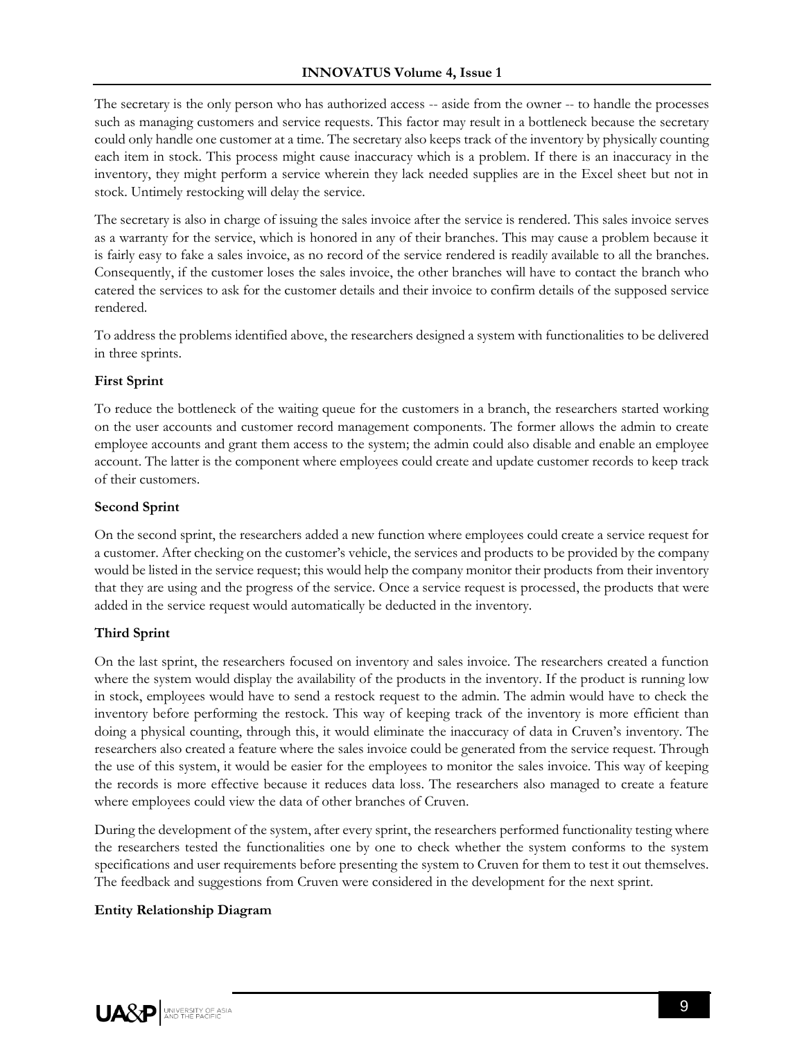The secretary is the only person who has authorized access -- aside from the owner -- to handle the processes such as managing customers and service requests. This factor may result in a bottleneck because the secretary could only handle one customer at a time. The secretary also keeps track of the inventory by physically counting each item in stock. This process might cause inaccuracy which is a problem. If there is an inaccuracy in the inventory, they might perform a service wherein they lack needed supplies are in the Excel sheet but not in stock. Untimely restocking will delay the service.

The secretary is also in charge of issuing the sales invoice after the service is rendered. This sales invoice serves as a warranty for the service, which is honored in any of their branches. This may cause a problem because it is fairly easy to fake a sales invoice, as no record of the service rendered is readily available to all the branches. Consequently, if the customer loses the sales invoice, the other branches will have to contact the branch who catered the services to ask for the customer details and their invoice to confirm details of the supposed service rendered.

To address the problems identified above, the researchers designed a system with functionalities to be delivered in three sprints.

**First Sprint**

To reduce the bottleneck of the waiting queue for the customers in a branch, the researchers started working on the user accounts and customer record management components. The former allows the admin to create employee accounts and grant them access to the system; the admin could also disable and enable an employee account. The latter is the component where employees could create and update customer records to keep track of their customers.

**Second Sprint**

On the second sprint, the researchers added a new function where employees could create a service request for a customer. After checking on the customer's vehicle, the services and products to be provided by the company would be listed in the service request; this would help the company monitor their products from their inventory that they are using and the progress of the service. Once a service request is processed, the products that were added in the service request would automatically be deducted in the inventory.

**Third Sprint**

On the last sprint, the researchers focused on inventory and sales invoice. The researchers created a function where the system would display the availability of the products in the inventory. If the product is running low in stock, employees would have to send a restock request to the admin. The admin would have to check the inventory before performing the restock. This way of keeping track of the inventory is more efficient than doing a physical counting, through this, it would eliminate the inaccuracy of data in Cruven's inventory. The researchers also created a feature where the sales invoice could be generated from the service request. Through the use of this system, it would be easier for the employees to monitor the sales invoice. This way of keeping the records is more effective because it reduces data loss. The researchers also managed to create a feature where employees could view the data of other branches of Cruven.

During the development of the system, after every sprint, the researchers performed functionality testing where the researchers tested the functionalities one by one to check whether the system conforms to the system specifications and user requirements before presenting the system to Cruven for them to test it out themselves. The feedback and suggestions from Cruven were considered in the development for the next sprint.

**Entity Relationship Diagram**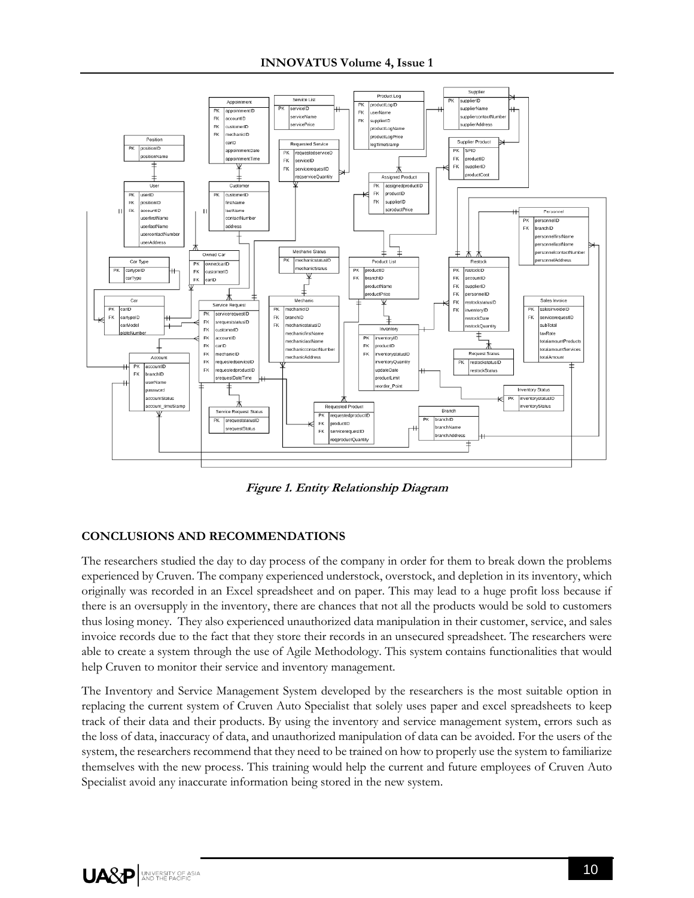**Figure 1. Entity Relationship Diagram**

### CONCLUSIONS AND RECOMMENDATIONS

The researchers studied the day to day process of the company in order for them to break down the problems experienced by Cruven. The company experienced understock, overstock, and depletion in its inventory, which originally was recorded in an Excel spreadsheet and on paper. This may lead to a huge profit loss because if there is an oversupply in the inventory, there are chances that not all the products would be sold to customers thus losing money. They also experienced unauthorized data manipulation in their customer, service, and sales invoice records due to the fact that they store their records in an unsecured spreadsheet. The researchers were able to create a system through the use of Agile Methodology. This system contains functionalities that would help Cruven to monitor their service and inventory management.

The Inventory and Service Management System developed by the researchers is the most suitable option in replacing the current system of Cruven Auto Specialist that solely uses paper and excel spreadsheets to keep track of their data and their products. By using the inventory and service management system, errors such as the loss of data, inaccuracy of data, and unauthorized manipulation of data can be avoided. For the users of the system, the researchers recommend that they need to be trained on how to properly use the system to familiarize themselves with the new process. This training would help the current and future employees of Cruven Auto Specialist avoid any inaccurate information being stored in the new system.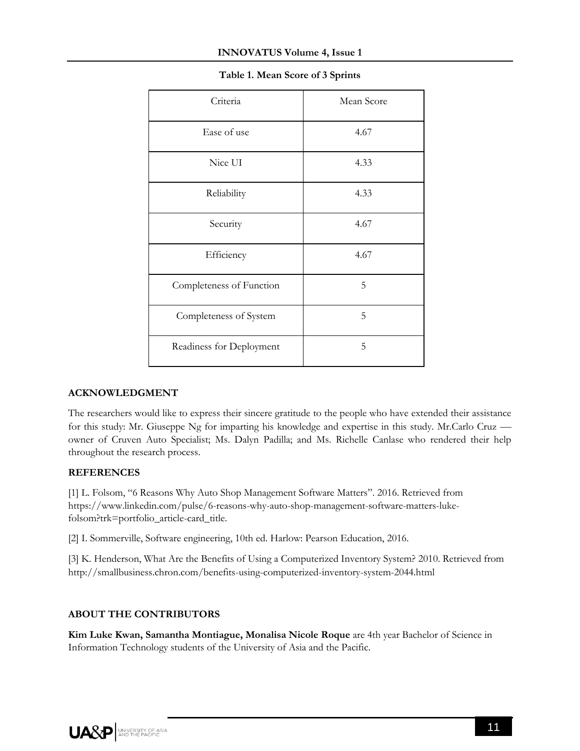**Table 1. Mean Score of 3 Sprints**

| Criteria | Mean Score |
| --- | --- |
| Ease of use | 4.67 |
| Nice UI | 4.33 |
| Reliability | 4.33 |
| Security | 4.67 |
| Efficiency | 4.67 |
| Completeness of Function | 5 |
| Completeness of System | 5 |
| Readiness for Deployment | 5 |

## ACKNOWLEDGMENT

The researchers would like to express their sincere gratitude to the people who have extended their assistance for this study: Mr. Giuseppe Ng for imparting his knowledge and expertise in this study. Mr.Carlo Cruz — owner of Cruven Auto Specialist; Ms. Dalyn Padilla; and Ms. Richelle Canlase who rendered their help throughout the research process.

## REFERENCES

[1] L. Folsom, "6 Reasons Why Auto Shop Management Software Matters". 2016. Retrieved from https://www.linkedin.com/pulse/6-reasons-why-auto-shop-management-software-matters-luke-folsom?trk=portfolio_article-card_title.

[2] I. Sommerville, Software engineering, 10th ed. Harlow: Pearson Education, 2016.

[3] K. Henderson, What Are the Benefits of Using a Computerized Inventory System? 2010. Retrieved from http://smallbusiness.chron.com/benefits-using-computerized-inventory-system-2044.html

## ABOUT THE CONTRIBUTORS

**Kim Luke Kwan, Samantha Montiague, Monalisa Nicole Roque** are 4th year Bachelor of Science in Information Technology students of the University of Asia and the Pacific.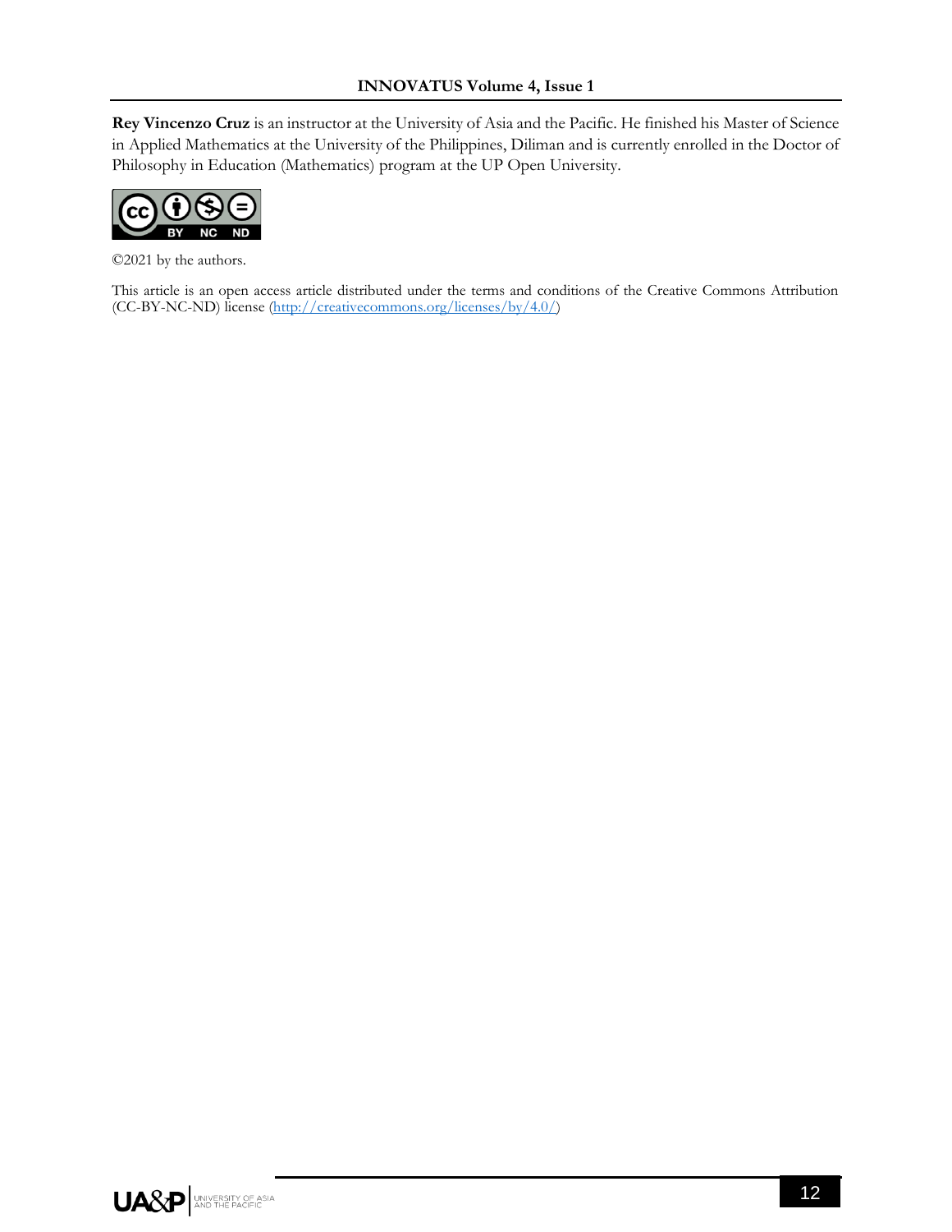**Rey Vincenzo Cruz** is an instructor at the University of Asia and the Pacific. He finished his Master of Science in Applied Mathematics at the University of the Philippines, Diliman and is currently enrolled in the Doctor of Philosophy in Education (Mathematics) program at the UP Open University.

©2021 by the authors.

This article is an open access article distributed under the terms and conditions of the Creative Commons Attribution (CC-BY-NC-ND) license (http://creativecommons.org/licenses/by/4.0/)